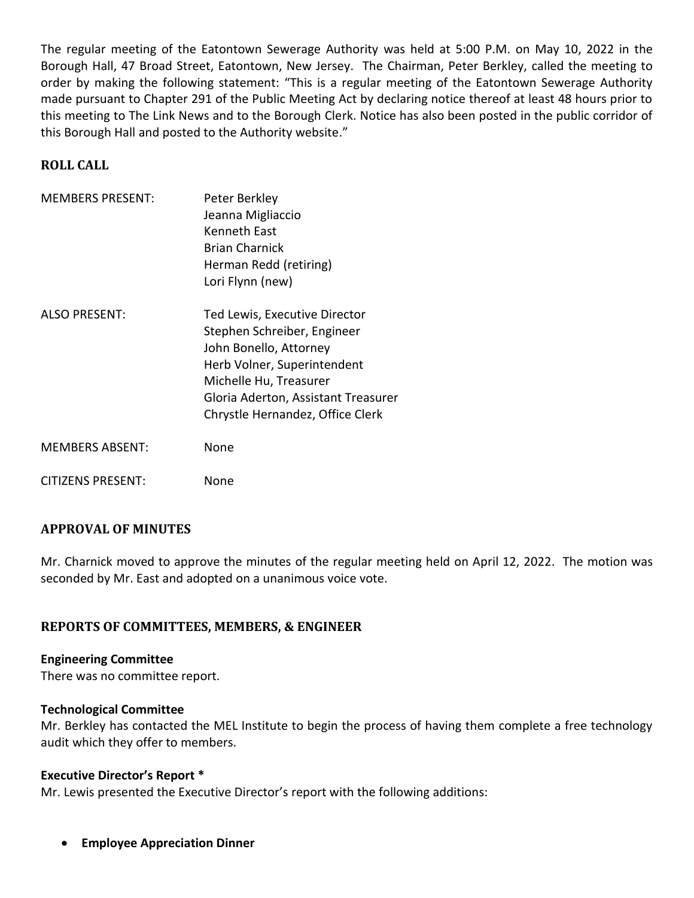The regular meeting of the Eatontown Sewerage Authority was held at 5:00 P.M. on May 10, 2022 in the Borough Hall, 47 Broad Street, Eatontown, New Jersey. The Chairman, Peter Berkley, called the meeting to order by making the following statement: "This is a regular meeting of the Eatontown Sewerage Authority made pursuant to Chapter 291 of the Public Meeting Act by declaring notice thereof at least 48 hours prior to this meeting to The Link News and to the Borough Clerk. Notice has also been posted in the public corridor of this Borough Hall and posted to the Authority website."

## ROLL CALL

| | |
|---|---|
| MEMBERS PRESENT: | Peter Berkley<br>Jeanna Migliaccio<br>Kenneth East<br>Brian Charnick<br>Herman Redd (retiring)<br>Lori Flynn (new) |
| ALSO PRESENT: | Ted Lewis, Executive Director<br>Stephen Schreiber, Engineer<br>John Bonello, Attorney<br>Herb Volner, Superintendent<br>Michelle Hu, Treasurer<br>Gloria Aderton, Assistant Treasurer<br>Chrystle Hernandez, Office Clerk |
| MEMBERS ABSENT: | None |
| CITIZENS PRESENT: | None |

## APPROVAL OF MINUTES

Mr. Charnick moved to approve the minutes of the regular meeting held on April 12, 2022. The motion was seconded by Mr. East and adopted on a unanimous voice vote.

## REPORTS OF COMMITTEES, MEMBERS, & ENGINEER

**Engineering Committee**

There was no committee report.

**Technological Committee**

Mr. Berkley has contacted the MEL Institute to begin the process of having them complete a free technology audit which they offer to members.

**Executive Director's Report ***

Mr. Lewis presented the Executive Director's report with the following additions:

- **Employee Appreciation Dinner**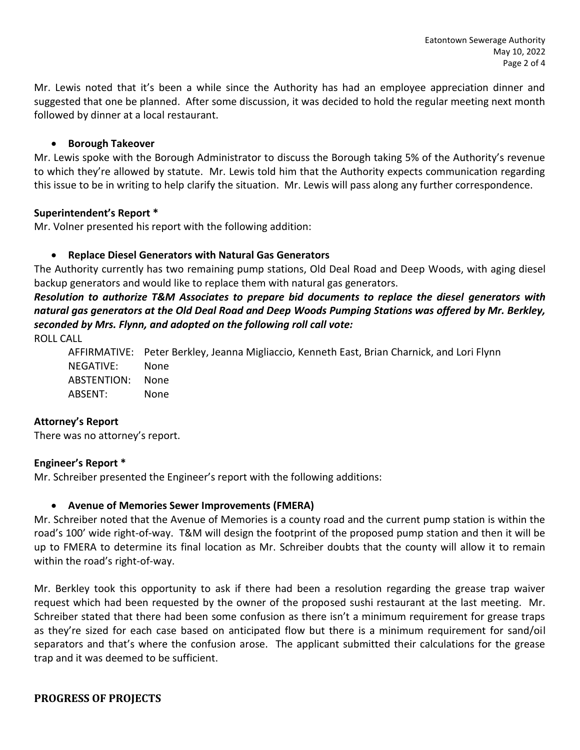Mr. Lewis noted that it's been a while since the Authority has had an employee appreciation dinner and suggested that one be planned. After some discussion, it was decided to hold the regular meeting next month followed by dinner at a local restaurant.

- **Borough Takeover**

Mr. Lewis spoke with the Borough Administrator to discuss the Borough taking 5% of the Authority's revenue to which they're allowed by statute. Mr. Lewis told him that the Authority expects communication regarding this issue to be in writing to help clarify the situation. Mr. Lewis will pass along any further correspondence.

**Superintendent's Report ***

Mr. Volner presented his report with the following addition:

- **Replace Diesel Generators with Natural Gas Generators**

The Authority currently has two remaining pump stations, Old Deal Road and Deep Woods, with aging diesel backup generators and would like to replace them with natural gas generators.

***Resolution to authorize T&M Associates to prepare bid documents to replace the diesel generators with natural gas generators at the Old Deal Road and Deep Woods Pumping Stations was offered by Mr. Berkley, seconded by Mrs. Flynn, and adopted on the following roll call vote:***

ROLL CALL

AFFIRMATIVE: Peter Berkley, Jeanna Migliaccio, Kenneth East, Brian Charnick, and Lori Flynn
NEGATIVE: None
ABSTENTION: None
ABSENT: None

**Attorney's Report**

There was no attorney's report.

**Engineer's Report ***

Mr. Schreiber presented the Engineer's report with the following additions:

- **Avenue of Memories Sewer Improvements (FMERA)**

Mr. Schreiber noted that the Avenue of Memories is a county road and the current pump station is within the road's 100' wide right-of-way. T&M will design the footprint of the proposed pump station and then it will be up to FMERA to determine its final location as Mr. Schreiber doubts that the county will allow it to remain within the road's right-of-way.

Mr. Berkley took this opportunity to ask if there had been a resolution regarding the grease trap waiver request which had been requested by the owner of the proposed sushi restaurant at the last meeting. Mr. Schreiber stated that there had been some confusion as there isn't a minimum requirement for grease traps as they're sized for each case based on anticipated flow but there is a minimum requirement for sand/oil separators and that's where the confusion arose. The applicant submitted their calculations for the grease trap and it was deemed to be sufficient.

**PROGRESS OF PROJECTS**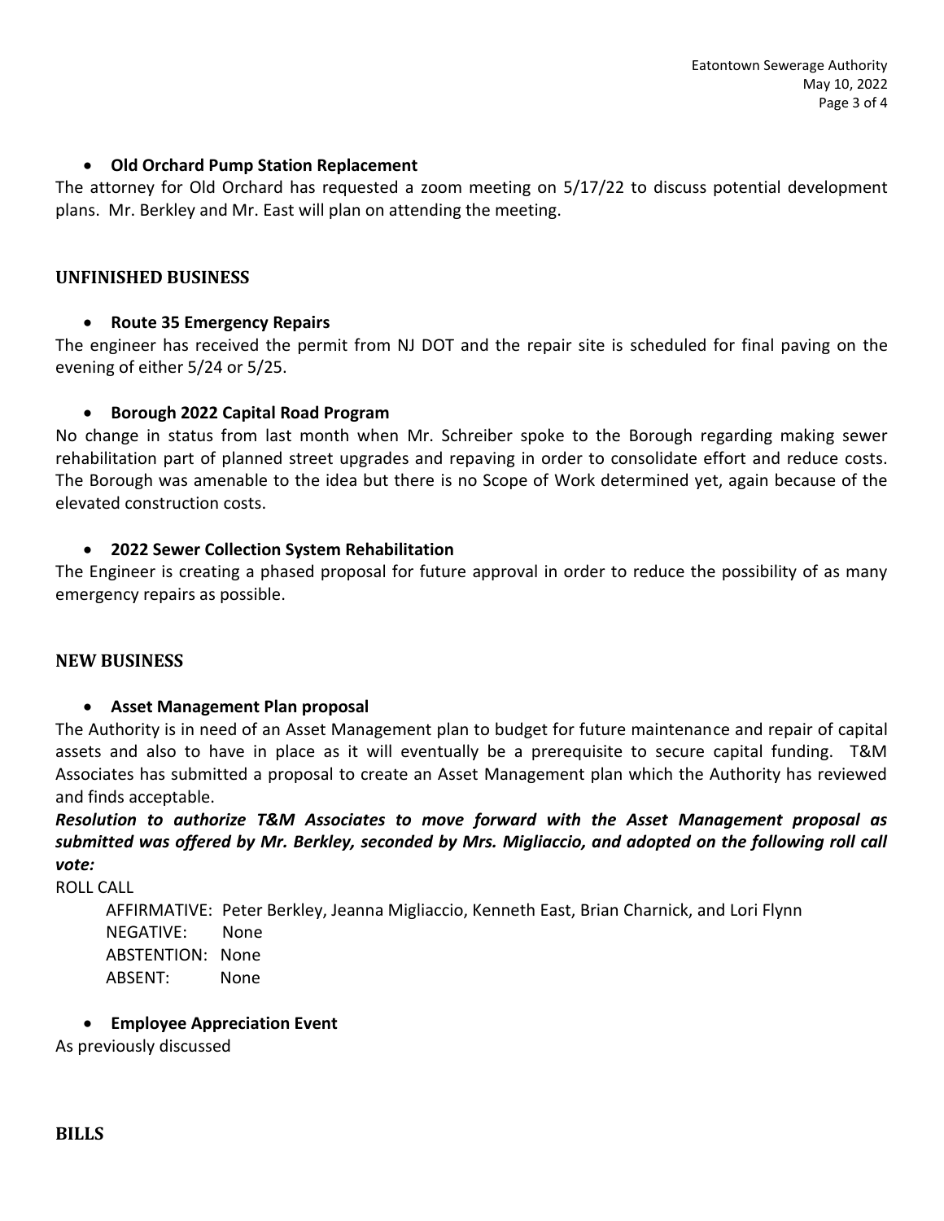- **Old Orchard Pump Station Replacement**

The attorney for Old Orchard has requested a zoom meeting on 5/17/22 to discuss potential development plans. Mr. Berkley and Mr. East will plan on attending the meeting.

## UNFINISHED BUSINESS

- **Route 35 Emergency Repairs**

The engineer has received the permit from NJ DOT and the repair site is scheduled for final paving on the evening of either 5/24 or 5/25.

- **Borough 2022 Capital Road Program**

No change in status from last month when Mr. Schreiber spoke to the Borough regarding making sewer rehabilitation part of planned street upgrades and repaving in order to consolidate effort and reduce costs. The Borough was amenable to the idea but there is no Scope of Work determined yet, again because of the elevated construction costs.

- **2022 Sewer Collection System Rehabilitation**

The Engineer is creating a phased proposal for future approval in order to reduce the possibility of as many emergency repairs as possible.

## NEW BUSINESS

- **Asset Management Plan proposal**

The Authority is in need of an Asset Management plan to budget for future maintenance and repair of capital assets and also to have in place as it will eventually be a prerequisite to secure capital funding. T&M Associates has submitted a proposal to create an Asset Management plan which the Authority has reviewed and finds acceptable.

***Resolution to authorize T&M Associates to move forward with the Asset Management proposal as submitted was offered by Mr. Berkley, seconded by Mrs. Migliaccio, and adopted on the following roll call vote:***

ROLL CALL

AFFIRMATIVE: Peter Berkley, Jeanna Migliaccio, Kenneth East, Brian Charnick, and Lori Flynn
NEGATIVE: None
ABSTENTION: None
ABSENT: None

- **Employee Appreciation Event**

As previously discussed

## BILLS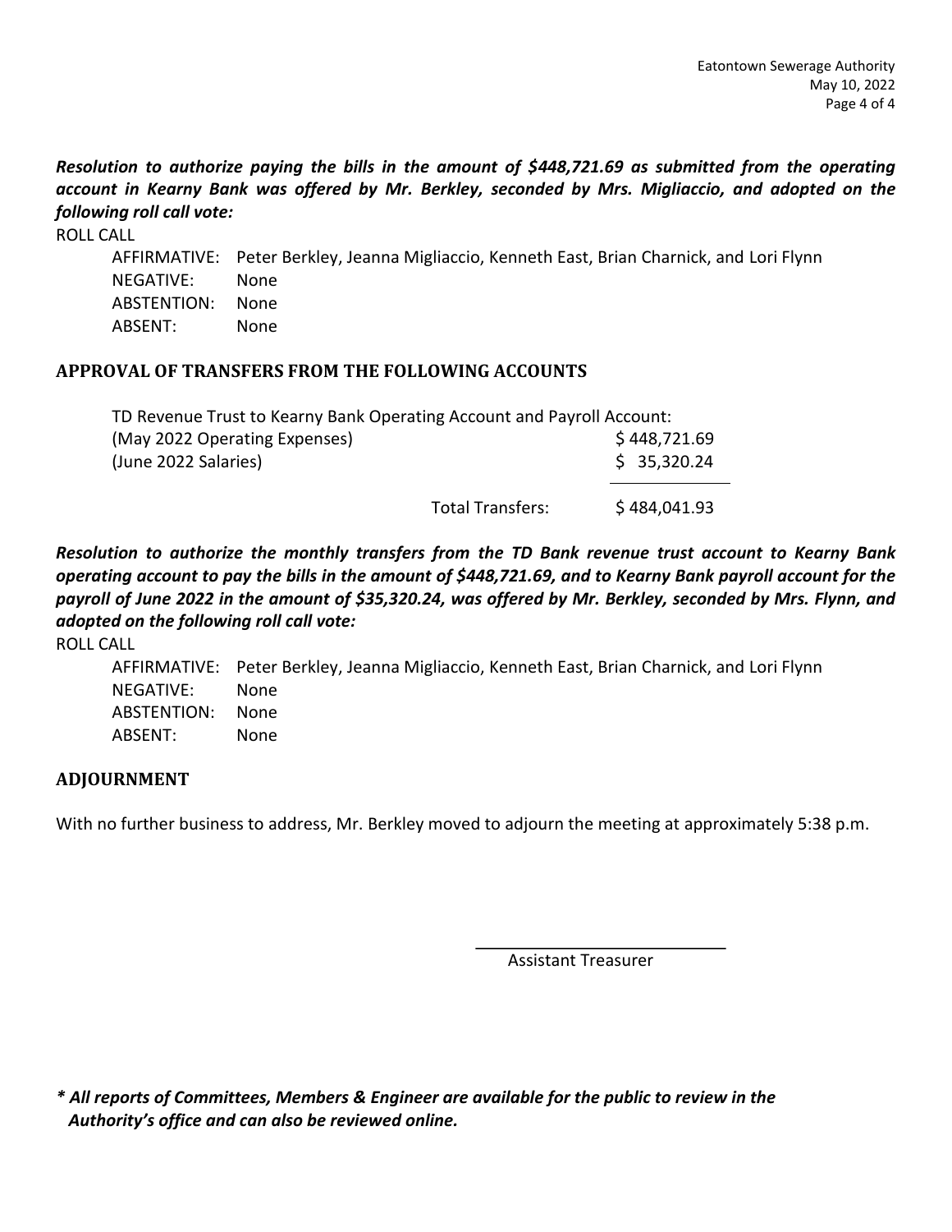***Resolution to authorize paying the bills in the amount of $448,721.69 as submitted from the operating account in Kearny Bank was offered by Mr. Berkley, seconded by Mrs. Migliaccio, and adopted on the following roll call vote:***

ROLL CALL

| | |
|---|---|
| AFFIRMATIVE: | Peter Berkley, Jeanna Migliaccio, Kenneth East, Brian Charnick, and Lori Flynn |
| NEGATIVE: | None |
| ABSTENTION: | None |
| ABSENT: | None |

## APPROVAL OF TRANSFERS FROM THE FOLLOWING ACCOUNTS

TD Revenue Trust to Kearny Bank Operating Account and Payroll Account:

| | | |
|---|---|---|
| (May 2022 Operating Expenses) | | $ 448,721.69 |
| (June 2022 Salaries) | | $ 35,320.24 |
| | Total Transfers: | $ 484,041.93 |

***Resolution to authorize the monthly transfers from the TD Bank revenue trust account to Kearny Bank operating account to pay the bills in the amount of $448,721.69, and to Kearny Bank payroll account for the payroll of June 2022 in the amount of $35,320.24, was offered by Mr. Berkley, seconded by Mrs. Flynn, and adopted on the following roll call vote:***

ROLL CALL

| | |
|---|---|
| AFFIRMATIVE: | Peter Berkley, Jeanna Migliaccio, Kenneth East, Brian Charnick, and Lori Flynn |
| NEGATIVE: | None |
| ABSTENTION: | None |
| ABSENT: | None |

## ADJOURNMENT

With no further business to address, Mr. Berkley moved to adjourn the meeting at approximately 5:38 p.m.

\_\_\_\_\_\_\_\_\_\_\_\_\_\_\_\_\_\_\_\_\_\_\_\_\_\_\_\_
Assistant Treasurer

***\* All reports of Committees, Members & Engineer are available for the public to review in the Authority's office and can also be reviewed online.***